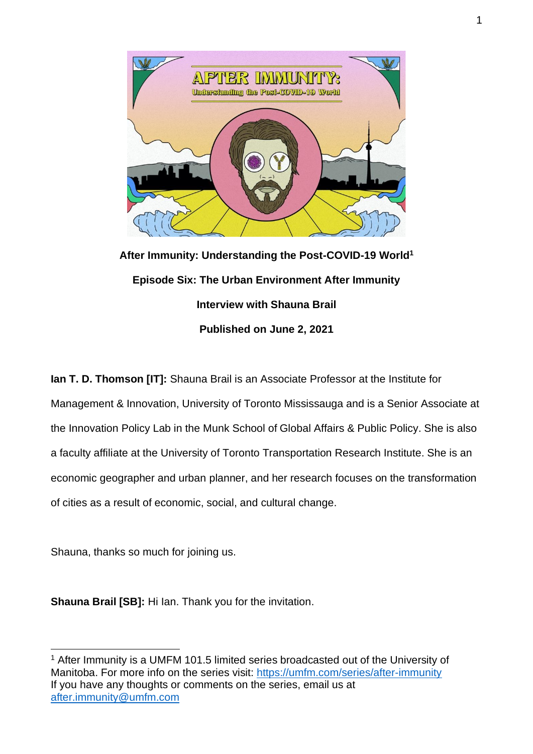**After Immunity: Understanding the Post-COVID-19 World**[1]

**Episode Six: The Urban Environment After Immunity**

**Interview with Shauna Brail**

**Published on June 2, 2021**

**Ian T. D. Thomson [IT]:** Shauna Brail is an Associate Professor at the Institute for Management & Innovation, University of Toronto Mississauga and is a Senior Associate at the Innovation Policy Lab in the Munk School of Global Affairs & Public Policy. She is also a faculty affiliate at the University of Toronto Transportation Research Institute. She is an economic geographer and urban planner, and her research focuses on the transformation of cities as a result of economic, social, and cultural change.

Shauna, thanks so much for joining us.

**Shauna Brail [SB]:** Hi Ian. Thank you for the invitation.

---

[1] After Immunity is a UMFM 101.5 limited series broadcasted out of the University of Manitoba. For more info on the series visit: [https://umfm.com/series/after-immunity](https://umfm.com/series/after-immunity)
If you have any thoughts or comments on the series, email us at [after.immunity@umfm.com](mailto:after.immunity@umfm.com)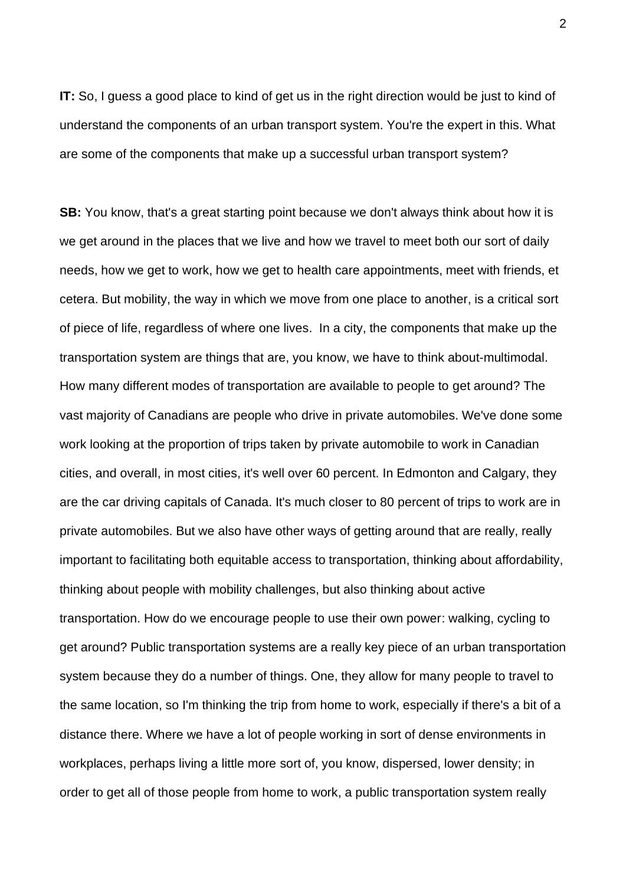**IT:** So, I guess a good place to kind of get us in the right direction would be just to kind of understand the components of an urban transport system. You're the expert in this. What are some of the components that make up a successful urban transport system?

**SB:** You know, that's a great starting point because we don't always think about how it is we get around in the places that we live and how we travel to meet both our sort of daily needs, how we get to work, how we get to health care appointments, meet with friends, et cetera. But mobility, the way in which we move from one place to another, is a critical sort of piece of life, regardless of where one lives. In a city, the components that make up the transportation system are things that are, you know, we have to think about-multimodal. How many different modes of transportation are available to people to get around? The vast majority of Canadians are people who drive in private automobiles. We've done some work looking at the proportion of trips taken by private automobile to work in Canadian cities, and overall, in most cities, it's well over 60 percent. In Edmonton and Calgary, they are the car driving capitals of Canada. It's much closer to 80 percent of trips to work are in private automobiles. But we also have other ways of getting around that are really, really important to facilitating both equitable access to transportation, thinking about affordability, thinking about people with mobility challenges, but also thinking about active transportation. How do we encourage people to use their own power: walking, cycling to get around? Public transportation systems are a really key piece of an urban transportation system because they do a number of things. One, they allow for many people to travel to the same location, so I'm thinking the trip from home to work, especially if there's a bit of a distance there. Where we have a lot of people working in sort of dense environments in workplaces, perhaps living a little more sort of, you know, dispersed, lower density; in order to get all of those people from home to work, a public transportation system really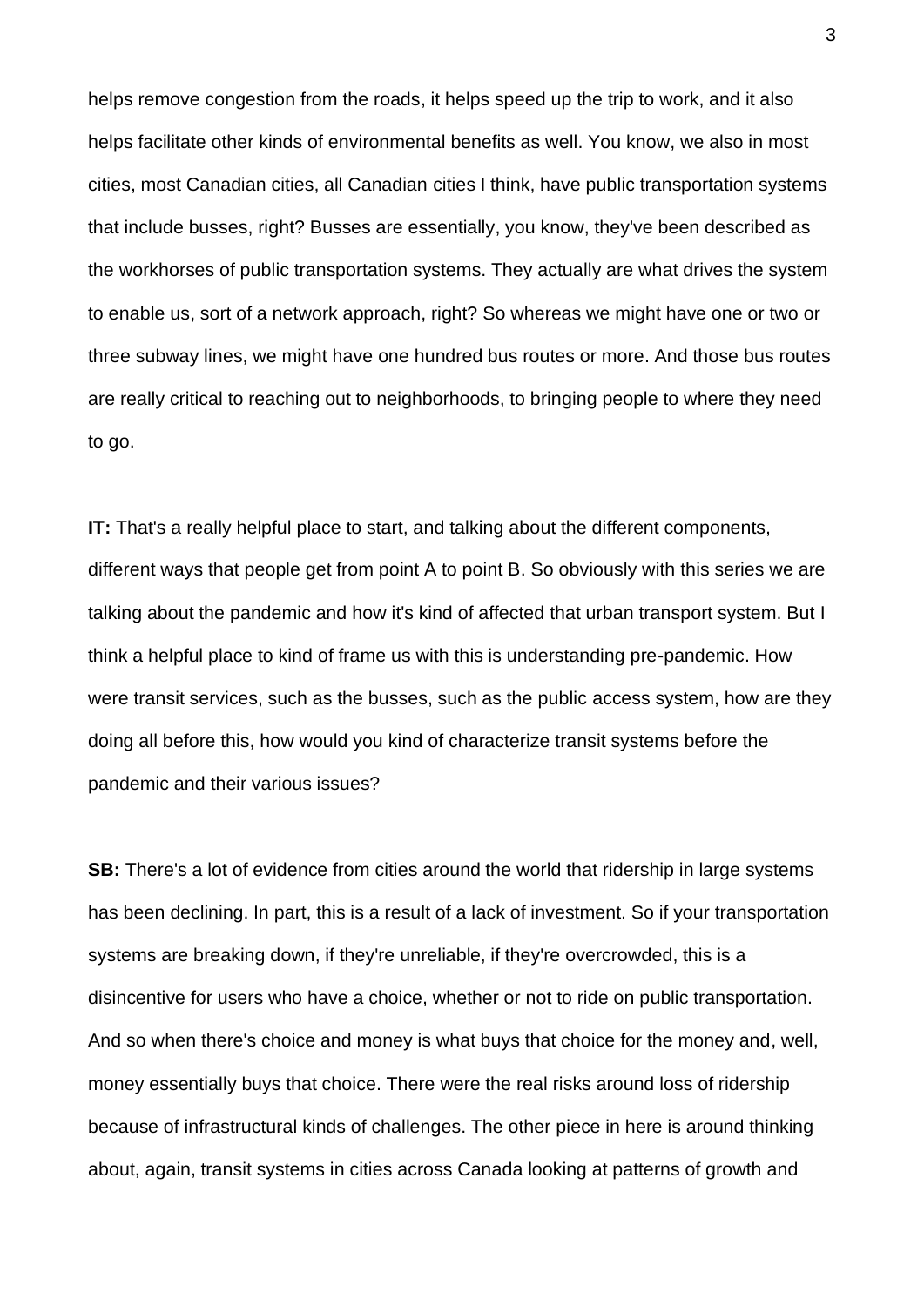helps remove congestion from the roads, it helps speed up the trip to work, and it also helps facilitate other kinds of environmental benefits as well. You know, we also in most cities, most Canadian cities, all Canadian cities I think, have public transportation systems that include busses, right? Busses are essentially, you know, they've been described as the workhorses of public transportation systems. They actually are what drives the system to enable us, sort of a network approach, right? So whereas we might have one or two or three subway lines, we might have one hundred bus routes or more. And those bus routes are really critical to reaching out to neighborhoods, to bringing people to where they need to go.

**IT:** That's a really helpful place to start, and talking about the different components, different ways that people get from point A to point B. So obviously with this series we are talking about the pandemic and how it's kind of affected that urban transport system. But I think a helpful place to kind of frame us with this is understanding pre-pandemic. How were transit services, such as the busses, such as the public access system, how are they doing all before this, how would you kind of characterize transit systems before the pandemic and their various issues?

**SB:** There's a lot of evidence from cities around the world that ridership in large systems has been declining. In part, this is a result of a lack of investment. So if your transportation systems are breaking down, if they're unreliable, if they're overcrowded, this is a disincentive for users who have a choice, whether or not to ride on public transportation. And so when there's choice and money is what buys that choice for the money and, well, money essentially buys that choice. There were the real risks around loss of ridership because of infrastructural kinds of challenges. The other piece in here is around thinking about, again, transit systems in cities across Canada looking at patterns of growth and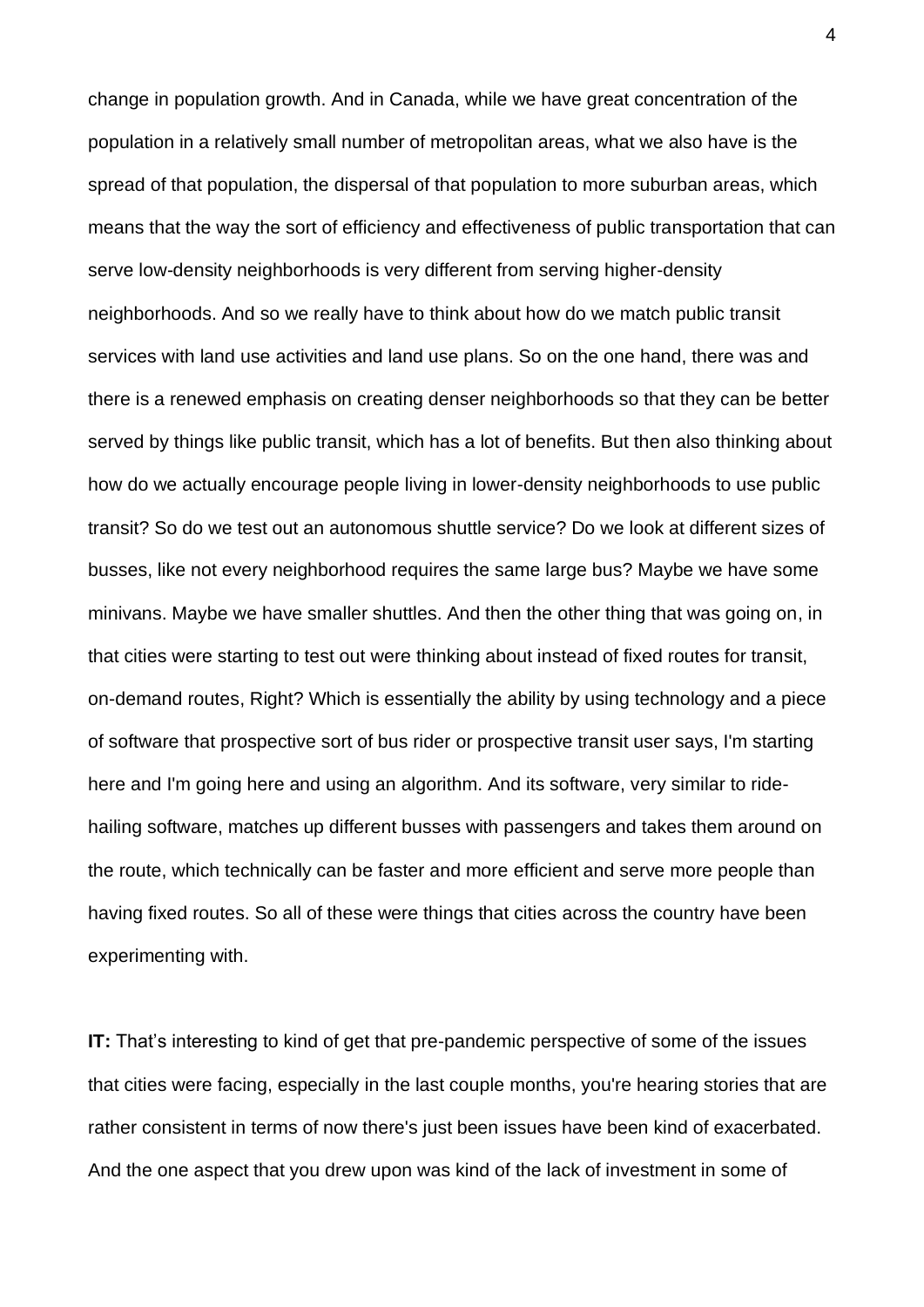change in population growth. And in Canada, while we have great concentration of the population in a relatively small number of metropolitan areas, what we also have is the spread of that population, the dispersal of that population to more suburban areas, which means that the way the sort of efficiency and effectiveness of public transportation that can serve low-density neighborhoods is very different from serving higher-density neighborhoods. And so we really have to think about how do we match public transit services with land use activities and land use plans. So on the one hand, there was and there is a renewed emphasis on creating denser neighborhoods so that they can be better served by things like public transit, which has a lot of benefits. But then also thinking about how do we actually encourage people living in lower-density neighborhoods to use public transit? So do we test out an autonomous shuttle service? Do we look at different sizes of busses, like not every neighborhood requires the same large bus? Maybe we have some minivans. Maybe we have smaller shuttles. And then the other thing that was going on, in that cities were starting to test out were thinking about instead of fixed routes for transit, on-demand routes, Right? Which is essentially the ability by using technology and a piece of software that prospective sort of bus rider or prospective transit user says, I'm starting here and I'm going here and using an algorithm. And its software, very similar to ride-hailing software, matches up different busses with passengers and takes them around on the route, which technically can be faster and more efficient and serve more people than having fixed routes. So all of these were things that cities across the country have been experimenting with.

**IT:** That's interesting to kind of get that pre-pandemic perspective of some of the issues that cities were facing, especially in the last couple months, you're hearing stories that are rather consistent in terms of now there's just been issues have been kind of exacerbated. And the one aspect that you drew upon was kind of the lack of investment in some of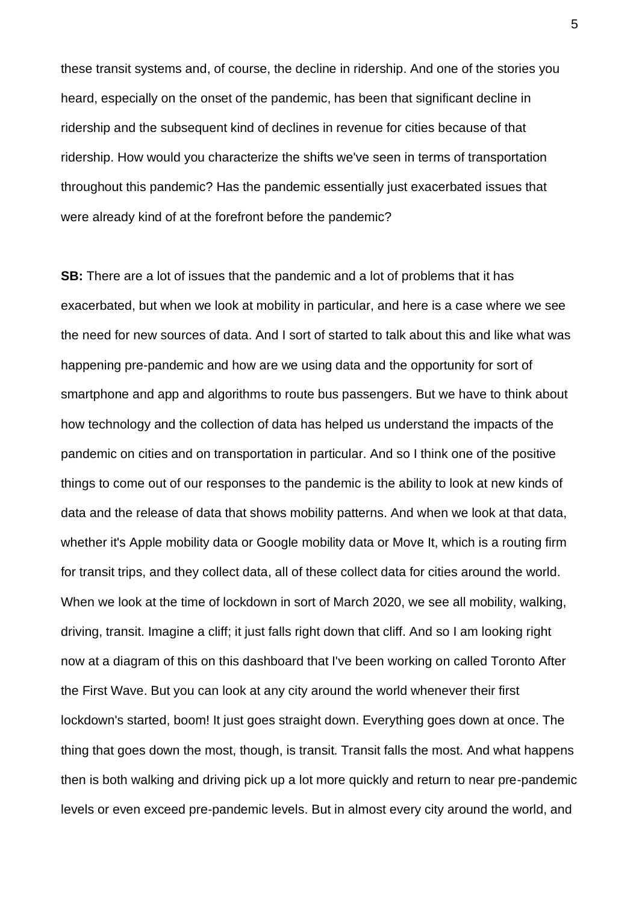these transit systems and, of course, the decline in ridership. And one of the stories you heard, especially on the onset of the pandemic, has been that significant decline in ridership and the subsequent kind of declines in revenue for cities because of that ridership. How would you characterize the shifts we've seen in terms of transportation throughout this pandemic? Has the pandemic essentially just exacerbated issues that were already kind of at the forefront before the pandemic?

**SB:** There are a lot of issues that the pandemic and a lot of problems that it has exacerbated, but when we look at mobility in particular, and here is a case where we see the need for new sources of data. And I sort of started to talk about this and like what was happening pre-pandemic and how are we using data and the opportunity for sort of smartphone and app and algorithms to route bus passengers. But we have to think about how technology and the collection of data has helped us understand the impacts of the pandemic on cities and on transportation in particular. And so I think one of the positive things to come out of our responses to the pandemic is the ability to look at new kinds of data and the release of data that shows mobility patterns. And when we look at that data, whether it's Apple mobility data or Google mobility data or Move It, which is a routing firm for transit trips, and they collect data, all of these collect data for cities around the world. When we look at the time of lockdown in sort of March 2020, we see all mobility, walking, driving, transit. Imagine a cliff; it just falls right down that cliff. And so I am looking right now at a diagram of this on this dashboard that I've been working on called Toronto After the First Wave. But you can look at any city around the world whenever their first lockdown's started, boom! It just goes straight down. Everything goes down at once. The thing that goes down the most, though, is transit. Transit falls the most. And what happens then is both walking and driving pick up a lot more quickly and return to near pre-pandemic levels or even exceed pre-pandemic levels. But in almost every city around the world, and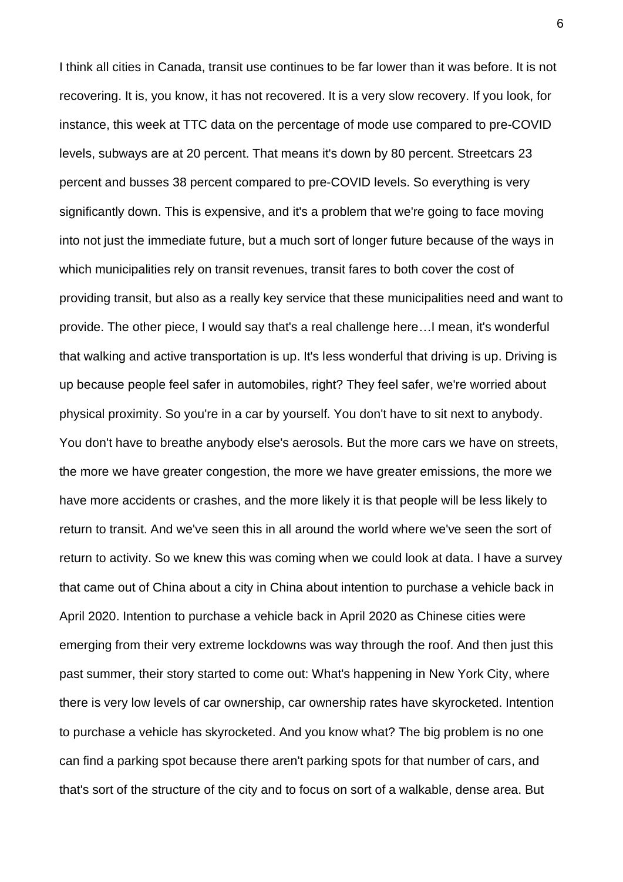I think all cities in Canada, transit use continues to be far lower than it was before. It is not recovering. It is, you know, it has not recovered. It is a very slow recovery. If you look, for instance, this week at TTC data on the percentage of mode use compared to pre-COVID levels, subways are at 20 percent. That means it's down by 80 percent. Streetcars 23 percent and busses 38 percent compared to pre-COVID levels. So everything is very significantly down. This is expensive, and it's a problem that we're going to face moving into not just the immediate future, but a much sort of longer future because of the ways in which municipalities rely on transit revenues, transit fares to both cover the cost of providing transit, but also as a really key service that these municipalities need and want to provide. The other piece, I would say that's a real challenge here…I mean, it's wonderful that walking and active transportation is up. It's less wonderful that driving is up. Driving is up because people feel safer in automobiles, right? They feel safer, we're worried about physical proximity. So you're in a car by yourself. You don't have to sit next to anybody. You don't have to breathe anybody else's aerosols. But the more cars we have on streets, the more we have greater congestion, the more we have greater emissions, the more we have more accidents or crashes, and the more likely it is that people will be less likely to return to transit. And we've seen this in all around the world where we've seen the sort of return to activity. So we knew this was coming when we could look at data. I have a survey that came out of China about a city in China about intention to purchase a vehicle back in April 2020. Intention to purchase a vehicle back in April 2020 as Chinese cities were emerging from their very extreme lockdowns was way through the roof. And then just this past summer, their story started to come out: What's happening in New York City, where there is very low levels of car ownership, car ownership rates have skyrocketed. Intention to purchase a vehicle has skyrocketed. And you know what? The big problem is no one can find a parking spot because there aren't parking spots for that number of cars, and that's sort of the structure of the city and to focus on sort of a walkable, dense area. But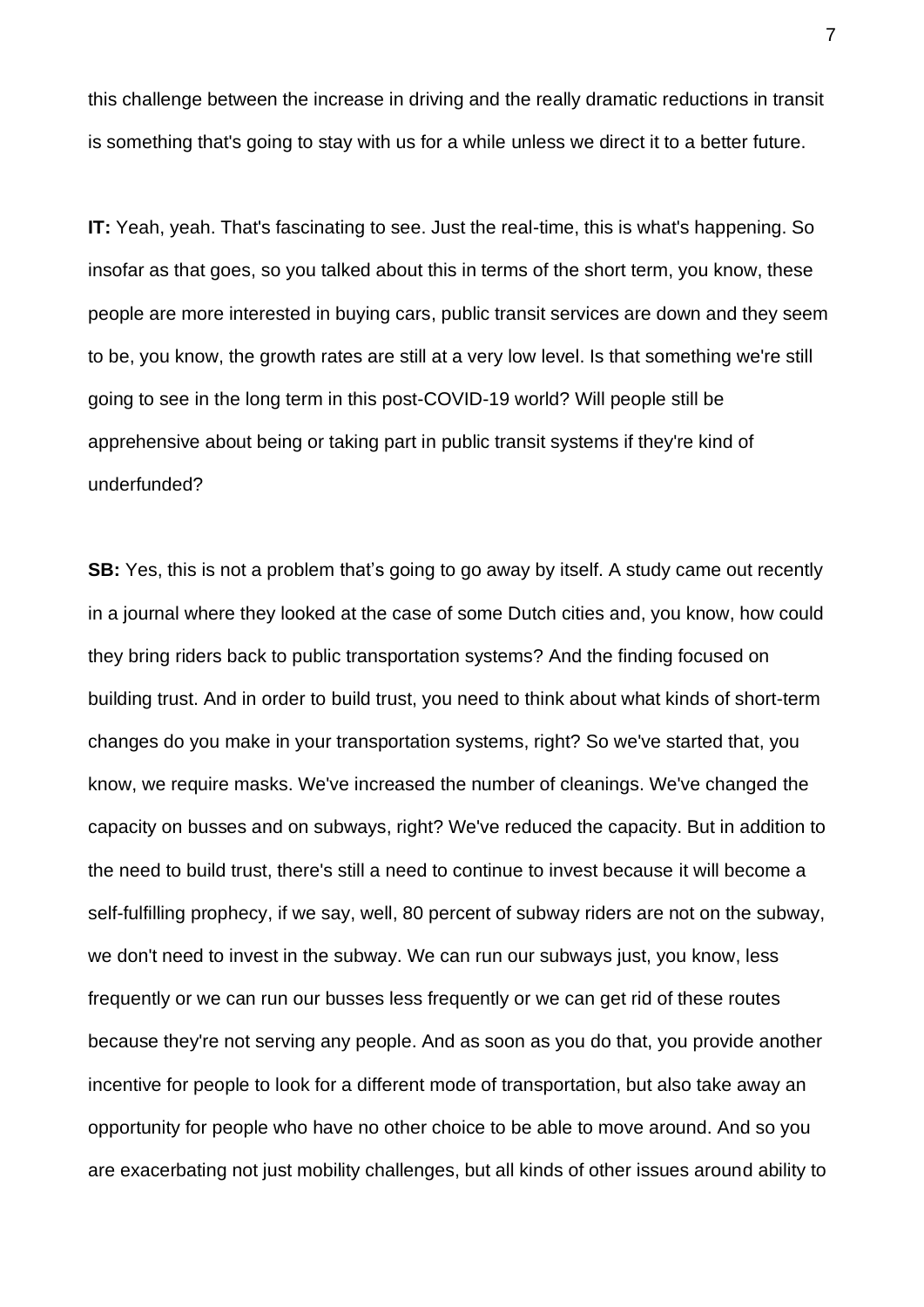this challenge between the increase in driving and the really dramatic reductions in transit is something that's going to stay with us for a while unless we direct it to a better future.

**IT:** Yeah, yeah. That's fascinating to see. Just the real-time, this is what's happening. So insofar as that goes, so you talked about this in terms of the short term, you know, these people are more interested in buying cars, public transit services are down and they seem to be, you know, the growth rates are still at a very low level. Is that something we're still going to see in the long term in this post-COVID-19 world? Will people still be apprehensive about being or taking part in public transit systems if they're kind of underfunded?

**SB:** Yes, this is not a problem that's going to go away by itself. A study came out recently in a journal where they looked at the case of some Dutch cities and, you know, how could they bring riders back to public transportation systems? And the finding focused on building trust. And in order to build trust, you need to think about what kinds of short-term changes do you make in your transportation systems, right? So we've started that, you know, we require masks. We've increased the number of cleanings. We've changed the capacity on busses and on subways, right? We've reduced the capacity. But in addition to the need to build trust, there's still a need to continue to invest because it will become a self-fulfilling prophecy, if we say, well, 80 percent of subway riders are not on the subway, we don't need to invest in the subway. We can run our subways just, you know, less frequently or we can run our busses less frequently or we can get rid of these routes because they're not serving any people. And as soon as you do that, you provide another incentive for people to look for a different mode of transportation, but also take away an opportunity for people who have no other choice to be able to move around. And so you are exacerbating not just mobility challenges, but all kinds of other issues around ability to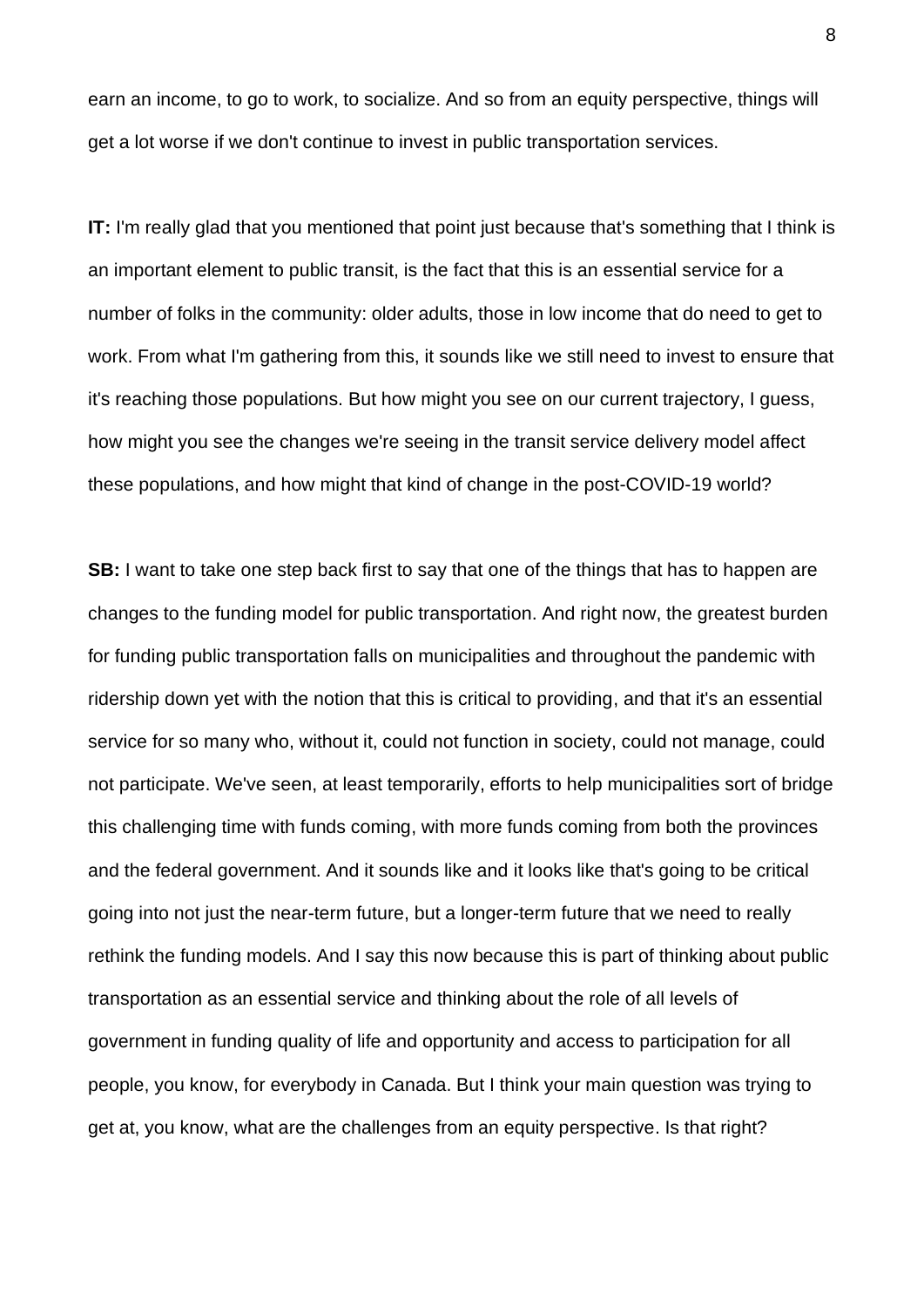earn an income, to go to work, to socialize. And so from an equity perspective, things will get a lot worse if we don't continue to invest in public transportation services.

**IT:** I'm really glad that you mentioned that point just because that's something that I think is an important element to public transit, is the fact that this is an essential service for a number of folks in the community: older adults, those in low income that do need to get to work. From what I'm gathering from this, it sounds like we still need to invest to ensure that it's reaching those populations. But how might you see on our current trajectory, I guess, how might you see the changes we're seeing in the transit service delivery model affect these populations, and how might that kind of change in the post-COVID-19 world?

**SB:** I want to take one step back first to say that one of the things that has to happen are changes to the funding model for public transportation. And right now, the greatest burden for funding public transportation falls on municipalities and throughout the pandemic with ridership down yet with the notion that this is critical to providing, and that it's an essential service for so many who, without it, could not function in society, could not manage, could not participate. We've seen, at least temporarily, efforts to help municipalities sort of bridge this challenging time with funds coming, with more funds coming from both the provinces and the federal government. And it sounds like and it looks like that's going to be critical going into not just the near-term future, but a longer-term future that we need to really rethink the funding models. And I say this now because this is part of thinking about public transportation as an essential service and thinking about the role of all levels of government in funding quality of life and opportunity and access to participation for all people, you know, for everybody in Canada. But I think your main question was trying to get at, you know, what are the challenges from an equity perspective. Is that right?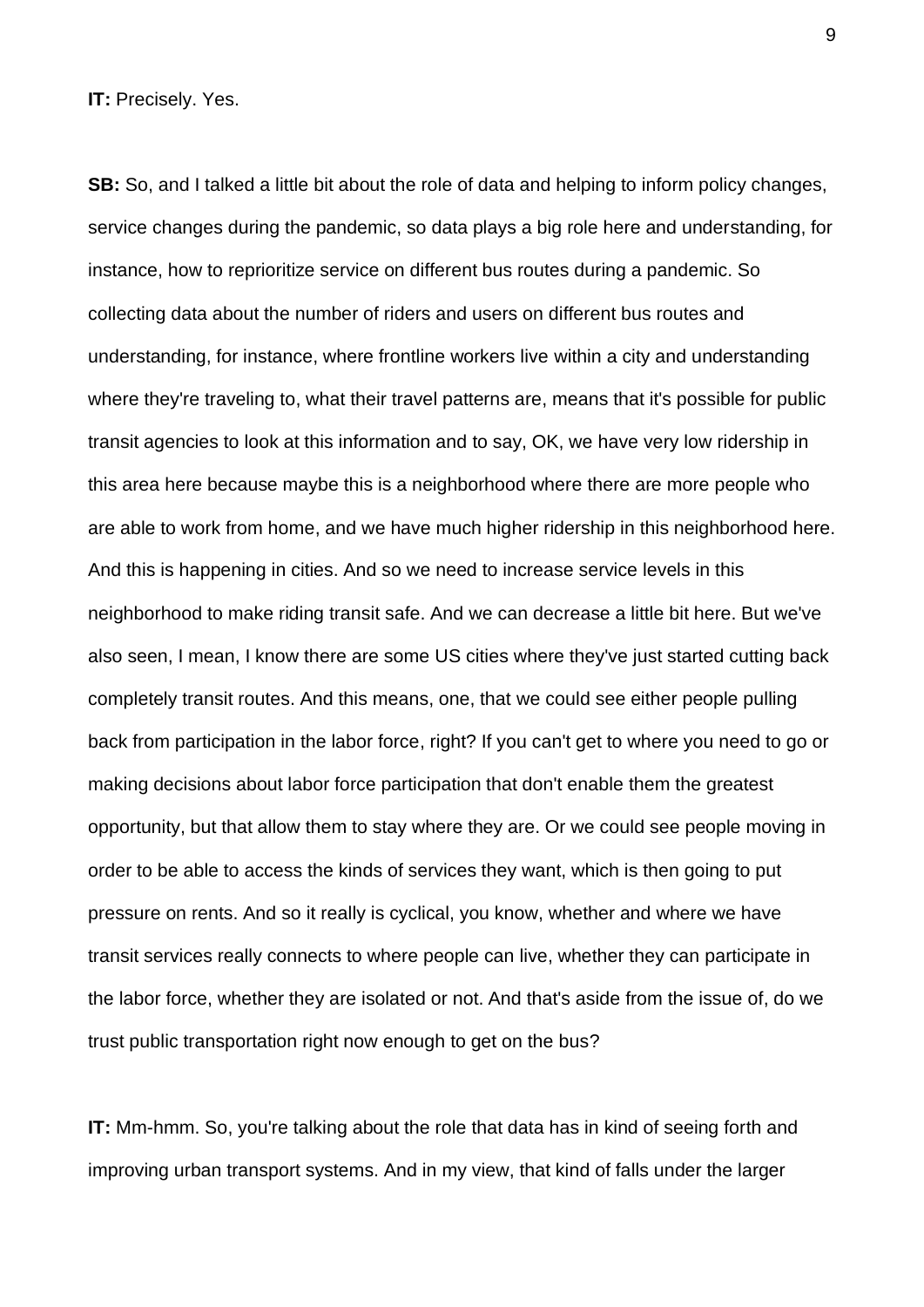**IT:** Precisely. Yes.

**SB:** So, and I talked a little bit about the role of data and helping to inform policy changes, service changes during the pandemic, so data plays a big role here and understanding, for instance, how to reprioritize service on different bus routes during a pandemic. So collecting data about the number of riders and users on different bus routes and understanding, for instance, where frontline workers live within a city and understanding where they're traveling to, what their travel patterns are, means that it's possible for public transit agencies to look at this information and to say, OK, we have very low ridership in this area here because maybe this is a neighborhood where there are more people who are able to work from home, and we have much higher ridership in this neighborhood here. And this is happening in cities. And so we need to increase service levels in this neighborhood to make riding transit safe. And we can decrease a little bit here. But we've also seen, I mean, I know there are some US cities where they've just started cutting back completely transit routes. And this means, one, that we could see either people pulling back from participation in the labor force, right? If you can't get to where you need to go or making decisions about labor force participation that don't enable them the greatest opportunity, but that allow them to stay where they are. Or we could see people moving in order to be able to access the kinds of services they want, which is then going to put pressure on rents. And so it really is cyclical, you know, whether and where we have transit services really connects to where people can live, whether they can participate in the labor force, whether they are isolated or not. And that's aside from the issue of, do we trust public transportation right now enough to get on the bus?

**IT:** Mm-hmm. So, you're talking about the role that data has in kind of seeing forth and improving urban transport systems. And in my view, that kind of falls under the larger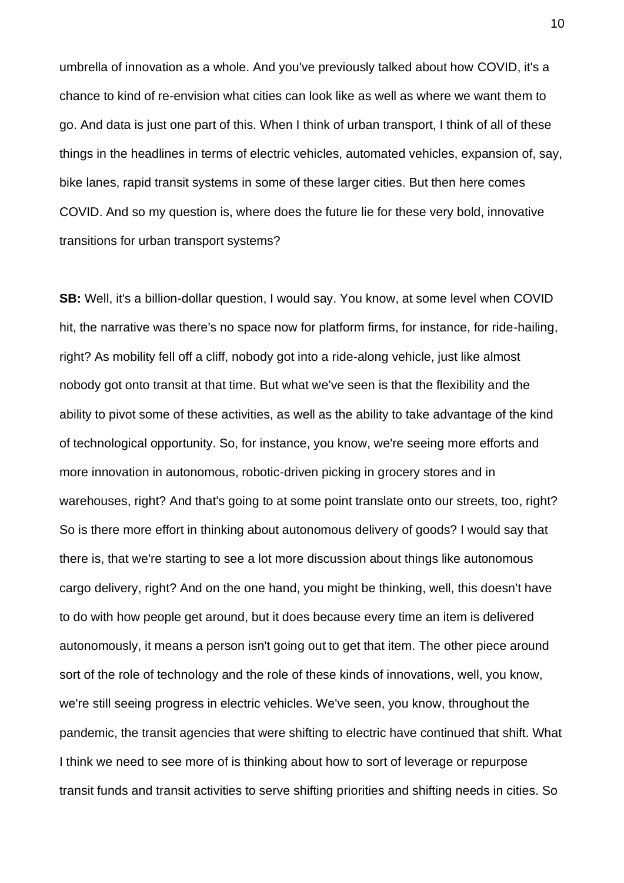umbrella of innovation as a whole. And you've previously talked about how COVID, it's a chance to kind of re-envision what cities can look like as well as where we want them to go. And data is just one part of this. When I think of urban transport, I think of all of these things in the headlines in terms of electric vehicles, automated vehicles, expansion of, say, bike lanes, rapid transit systems in some of these larger cities. But then here comes COVID. And so my question is, where does the future lie for these very bold, innovative transitions for urban transport systems?

**SB:** Well, it's a billion-dollar question, I would say. You know, at some level when COVID hit, the narrative was there's no space now for platform firms, for instance, for ride-hailing, right? As mobility fell off a cliff, nobody got into a ride-along vehicle, just like almost nobody got onto transit at that time. But what we've seen is that the flexibility and the ability to pivot some of these activities, as well as the ability to take advantage of the kind of technological opportunity. So, for instance, you know, we're seeing more efforts and more innovation in autonomous, robotic-driven picking in grocery stores and in warehouses, right? And that's going to at some point translate onto our streets, too, right? So is there more effort in thinking about autonomous delivery of goods? I would say that there is, that we're starting to see a lot more discussion about things like autonomous cargo delivery, right? And on the one hand, you might be thinking, well, this doesn't have to do with how people get around, but it does because every time an item is delivered autonomously, it means a person isn't going out to get that item. The other piece around sort of the role of technology and the role of these kinds of innovations, well, you know, we're still seeing progress in electric vehicles. We've seen, you know, throughout the pandemic, the transit agencies that were shifting to electric have continued that shift. What I think we need to see more of is thinking about how to sort of leverage or repurpose transit funds and transit activities to serve shifting priorities and shifting needs in cities. So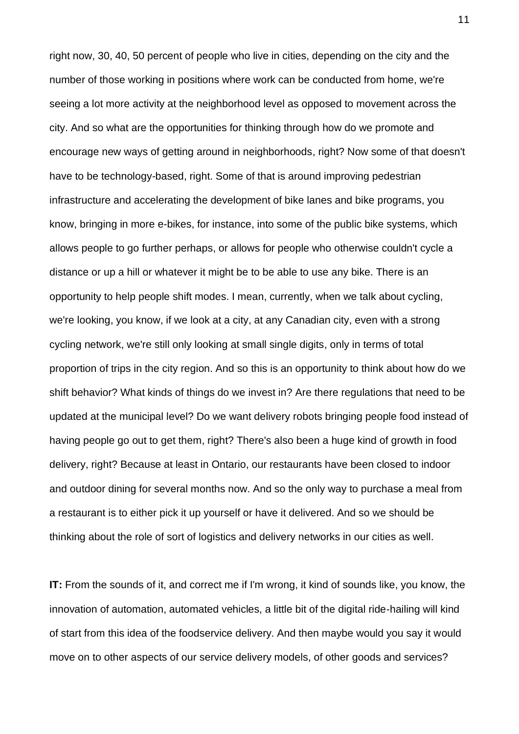right now, 30, 40, 50 percent of people who live in cities, depending on the city and the number of those working in positions where work can be conducted from home, we're seeing a lot more activity at the neighborhood level as opposed to movement across the city. And so what are the opportunities for thinking through how do we promote and encourage new ways of getting around in neighborhoods, right? Now some of that doesn't have to be technology-based, right. Some of that is around improving pedestrian infrastructure and accelerating the development of bike lanes and bike programs, you know, bringing in more e-bikes, for instance, into some of the public bike systems, which allows people to go further perhaps, or allows for people who otherwise couldn't cycle a distance or up a hill or whatever it might be to be able to use any bike. There is an opportunity to help people shift modes. I mean, currently, when we talk about cycling, we're looking, you know, if we look at a city, at any Canadian city, even with a strong cycling network, we're still only looking at small single digits, only in terms of total proportion of trips in the city region. And so this is an opportunity to think about how do we shift behavior? What kinds of things do we invest in? Are there regulations that need to be updated at the municipal level? Do we want delivery robots bringing people food instead of having people go out to get them, right? There's also been a huge kind of growth in food delivery, right? Because at least in Ontario, our restaurants have been closed to indoor and outdoor dining for several months now. And so the only way to purchase a meal from a restaurant is to either pick it up yourself or have it delivered. And so we should be thinking about the role of sort of logistics and delivery networks in our cities as well.

**IT:** From the sounds of it, and correct me if I'm wrong, it kind of sounds like, you know, the innovation of automation, automated vehicles, a little bit of the digital ride-hailing will kind of start from this idea of the foodservice delivery. And then maybe would you say it would move on to other aspects of our service delivery models, of other goods and services?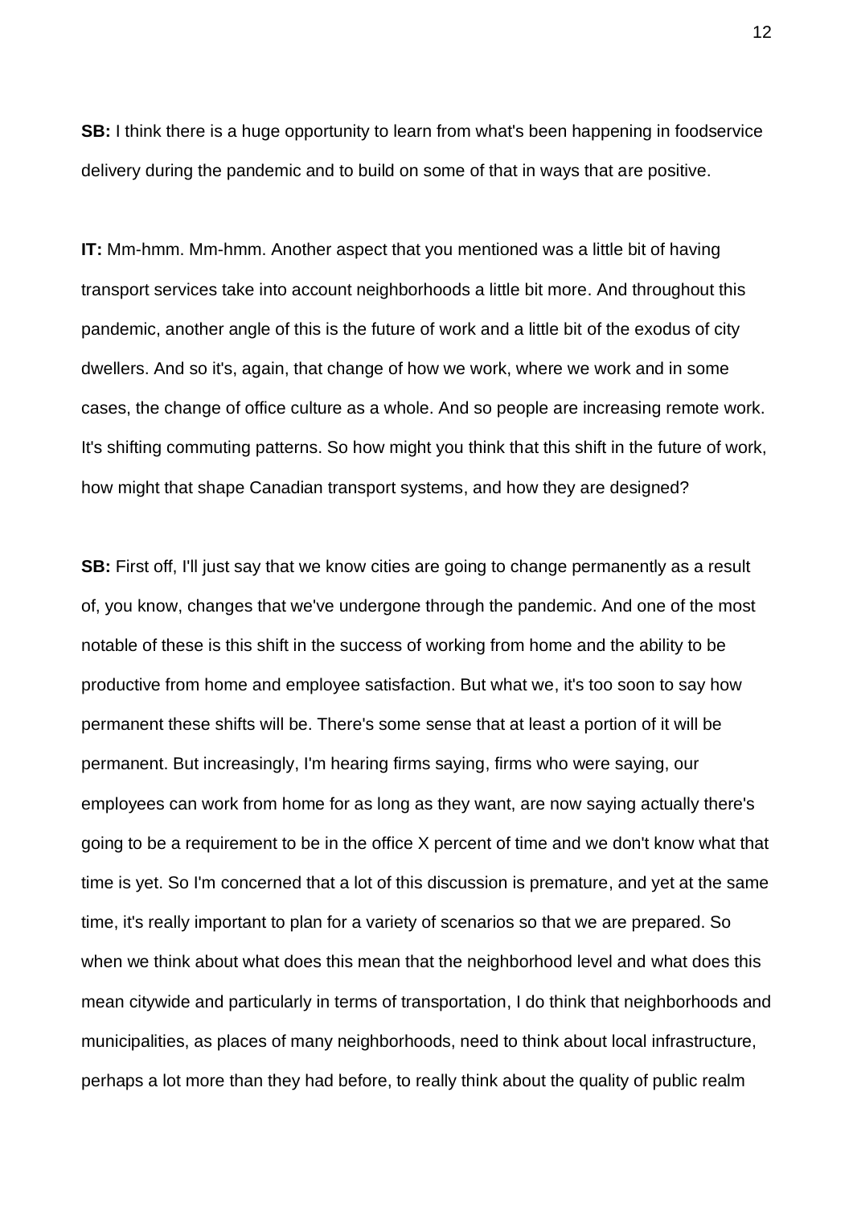**SB:** I think there is a huge opportunity to learn from what's been happening in foodservice delivery during the pandemic and to build on some of that in ways that are positive.

**IT:** Mm-hmm. Mm-hmm. Another aspect that you mentioned was a little bit of having transport services take into account neighborhoods a little bit more. And throughout this pandemic, another angle of this is the future of work and a little bit of the exodus of city dwellers. And so it's, again, that change of how we work, where we work and in some cases, the change of office culture as a whole. And so people are increasing remote work. It's shifting commuting patterns. So how might you think that this shift in the future of work, how might that shape Canadian transport systems, and how they are designed?

**SB:** First off, I'll just say that we know cities are going to change permanently as a result of, you know, changes that we've undergone through the pandemic. And one of the most notable of these is this shift in the success of working from home and the ability to be productive from home and employee satisfaction. But what we, it's too soon to say how permanent these shifts will be. There's some sense that at least a portion of it will be permanent. But increasingly, I'm hearing firms saying, firms who were saying, our employees can work from home for as long as they want, are now saying actually there's going to be a requirement to be in the office X percent of time and we don't know what that time is yet. So I'm concerned that a lot of this discussion is premature, and yet at the same time, it's really important to plan for a variety of scenarios so that we are prepared. So when we think about what does this mean that the neighborhood level and what does this mean citywide and particularly in terms of transportation, I do think that neighborhoods and municipalities, as places of many neighborhoods, need to think about local infrastructure, perhaps a lot more than they had before, to really think about the quality of public realm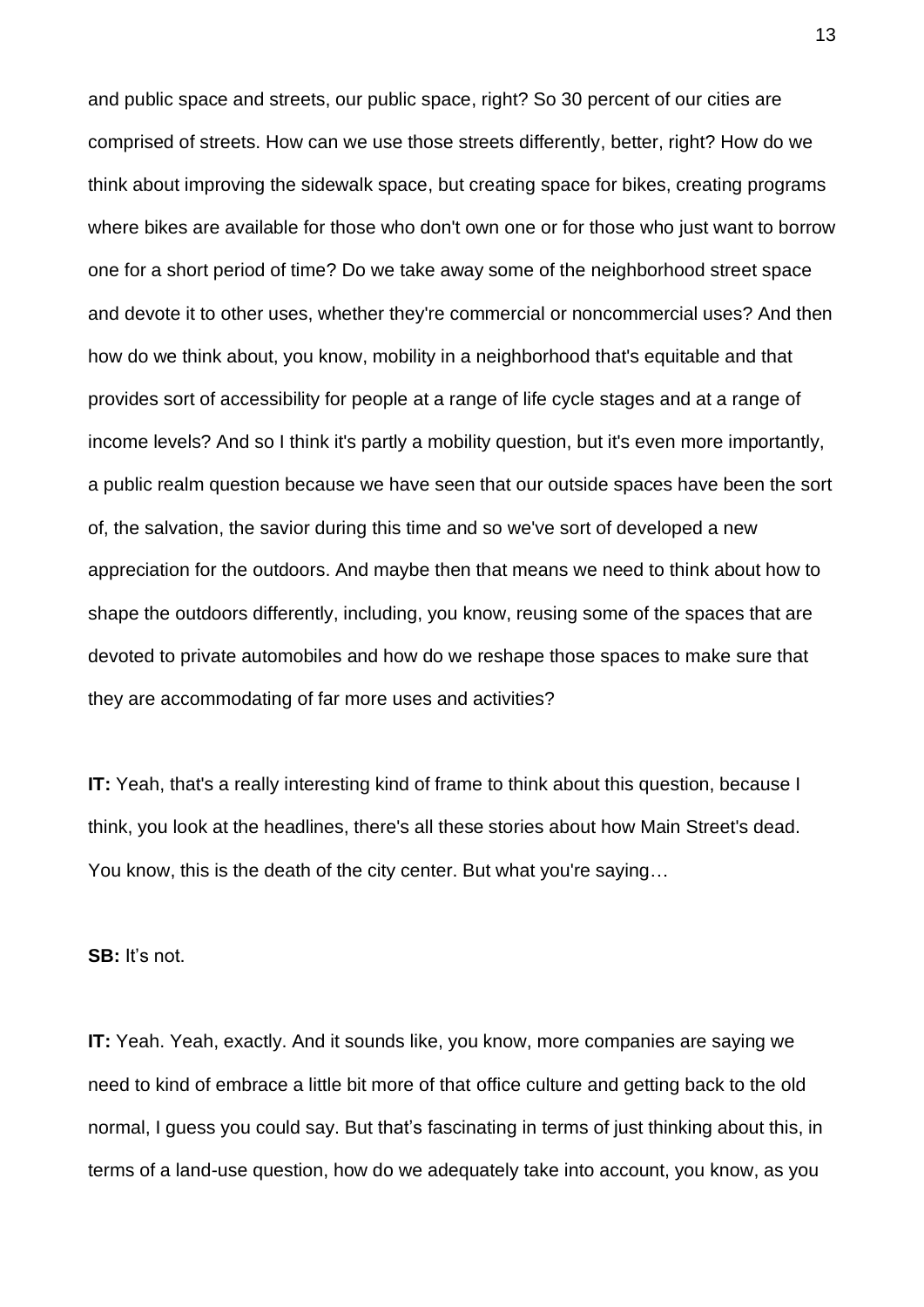and public space and streets, our public space, right? So 30 percent of our cities are comprised of streets. How can we use those streets differently, better, right? How do we think about improving the sidewalk space, but creating space for bikes, creating programs where bikes are available for those who don't own one or for those who just want to borrow one for a short period of time? Do we take away some of the neighborhood street space and devote it to other uses, whether they're commercial or noncommercial uses? And then how do we think about, you know, mobility in a neighborhood that's equitable and that provides sort of accessibility for people at a range of life cycle stages and at a range of income levels? And so I think it's partly a mobility question, but it's even more importantly, a public realm question because we have seen that our outside spaces have been the sort of, the salvation, the savior during this time and so we've sort of developed a new appreciation for the outdoors. And maybe then that means we need to think about how to shape the outdoors differently, including, you know, reusing some of the spaces that are devoted to private automobiles and how do we reshape those spaces to make sure that they are accommodating of far more uses and activities?

**IT:** Yeah, that's a really interesting kind of frame to think about this question, because I think, you look at the headlines, there's all these stories about how Main Street's dead. You know, this is the death of the city center. But what you're saying…

**SB:** It's not.

**IT:** Yeah. Yeah, exactly. And it sounds like, you know, more companies are saying we need to kind of embrace a little bit more of that office culture and getting back to the old normal, I guess you could say. But that's fascinating in terms of just thinking about this, in terms of a land-use question, how do we adequately take into account, you know, as you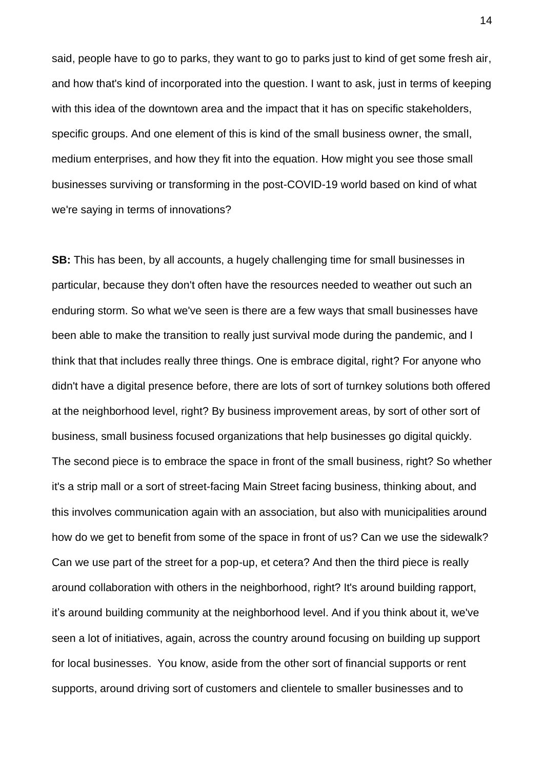said, people have to go to parks, they want to go to parks just to kind of get some fresh air, and how that's kind of incorporated into the question. I want to ask, just in terms of keeping with this idea of the downtown area and the impact that it has on specific stakeholders, specific groups. And one element of this is kind of the small business owner, the small, medium enterprises, and how they fit into the equation. How might you see those small businesses surviving or transforming in the post-COVID-19 world based on kind of what we're saying in terms of innovations?

**SB:** This has been, by all accounts, a hugely challenging time for small businesses in particular, because they don't often have the resources needed to weather out such an enduring storm. So what we've seen is there are a few ways that small businesses have been able to make the transition to really just survival mode during the pandemic, and I think that that includes really three things. One is embrace digital, right? For anyone who didn't have a digital presence before, there are lots of sort of turnkey solutions both offered at the neighborhood level, right? By business improvement areas, by sort of other sort of business, small business focused organizations that help businesses go digital quickly. The second piece is to embrace the space in front of the small business, right? So whether it's a strip mall or a sort of street-facing Main Street facing business, thinking about, and this involves communication again with an association, but also with municipalities around how do we get to benefit from some of the space in front of us? Can we use the sidewalk? Can we use part of the street for a pop-up, et cetera? And then the third piece is really around collaboration with others in the neighborhood, right? It's around building rapport, it's around building community at the neighborhood level. And if you think about it, we've seen a lot of initiatives, again, across the country around focusing on building up support for local businesses. You know, aside from the other sort of financial supports or rent supports, around driving sort of customers and clientele to smaller businesses and to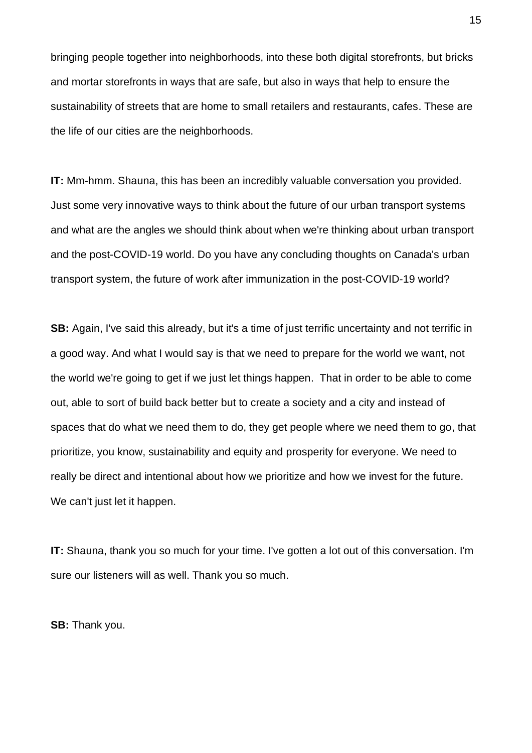bringing people together into neighborhoods, into these both digital storefronts, but bricks and mortar storefronts in ways that are safe, but also in ways that help to ensure the sustainability of streets that are home to small retailers and restaurants, cafes. These are the life of our cities are the neighborhoods.

**IT:** Mm-hmm. Shauna, this has been an incredibly valuable conversation you provided. Just some very innovative ways to think about the future of our urban transport systems and what are the angles we should think about when we're thinking about urban transport and the post-COVID-19 world. Do you have any concluding thoughts on Canada's urban transport system, the future of work after immunization in the post-COVID-19 world?

**SB:** Again, I've said this already, but it's a time of just terrific uncertainty and not terrific in a good way. And what I would say is that we need to prepare for the world we want, not the world we're going to get if we just let things happen. That in order to be able to come out, able to sort of build back better but to create a society and a city and instead of spaces that do what we need them to do, they get people where we need them to go, that prioritize, you know, sustainability and equity and prosperity for everyone. We need to really be direct and intentional about how we prioritize and how we invest for the future. We can't just let it happen.

**IT:** Shauna, thank you so much for your time. I've gotten a lot out of this conversation. I'm sure our listeners will as well. Thank you so much.

**SB:** Thank you.